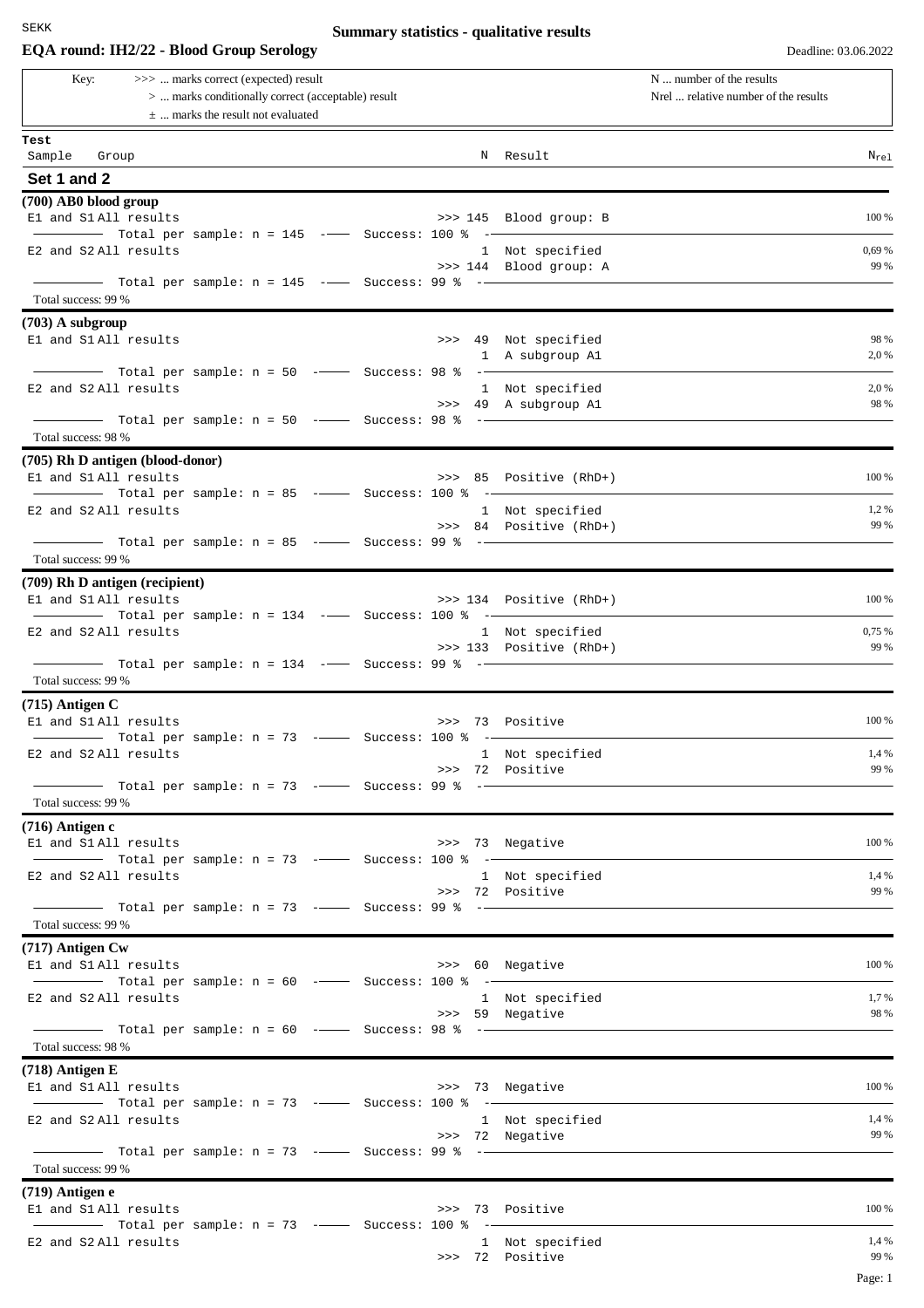# EQA round: IH2/22 - Blood Group Serology

**Summary statistics - qualitative results**

Deadline: 03.06.2022

Key:
- >>> ... marks correct (expected) result
- \> ... marks conditionally correct (acceptable) result
- ± ... marks the result not evaluated

N ... number of the results
Nrel ... relative number of the results

| Test / Sample | Group | | N | Result | $N_{rel}$ |
|---|---|---|---|---|---|

## Set 1 and 2

### (700) AB0 blood group

| Sample | Group | | N | Result | $N_{rel}$ |
|---|---|---|---|---|---|
| E1 and S1 | All results | >>> | 145 | Blood group: B | 100 % |
| Total per sample: n = 145 | Success: 100 % | | | | |
| E2 and S2 | All results | | 1 | Not specified | 0,69 % |
| | | >>> | 144 | Blood group: A | 99 % |
| Total per sample: n = 145 | Success: 99 % | | | | |

Total success: 99 %

### (703) A subgroup

| Sample | Group | | N | Result | $N_{rel}$ |
|---|---|---|---|---|---|
| E1 and S1 | All results | >>> | 49 | Not specified | 98 % |
| | | | 1 | A subgroup A1 | 2,0 % |
| Total per sample: n = 50 | Success: 98 % | | | | |
| E2 and S2 | All results | | 1 | Not specified | 2,0 % |
| | | >>> | 49 | A subgroup A1 | 98 % |
| Total per sample: n = 50 | Success: 98 % | | | | |

Total success: 98 %

### (705) Rh D antigen (blood-donor)

| Sample | Group | | N | Result | $N_{rel}$ |
|---|---|---|---|---|---|
| E1 and S1 | All results | >>> | 85 | Positive (RhD+) | 100 % |
| Total per sample: n = 85 | Success: 100 % | | | | |
| E2 and S2 | All results | | 1 | Not specified | 1,2 % |
| | | >>> | 84 | Positive (RhD+) | 99 % |
| Total per sample: n = 85 | Success: 99 % | | | | |

Total success: 99 %

### (709) Rh D antigen (recipient)

| Sample | Group | | N | Result | $N_{rel}$ |
|---|---|---|---|---|---|
| E1 and S1 | All results | >>> | 134 | Positive (RhD+) | 100 % |
| Total per sample: n = 134 | Success: 100 % | | | | |
| E2 and S2 | All results | | 1 | Not specified | 0,75 % |
| | | >>> | 133 | Positive (RhD+) | 99 % |
| Total per sample: n = 134 | Success: 99 % | | | | |

Total success: 99 %

### (715) Antigen C

| Sample | Group | | N | Result | $N_{rel}$ |
|---|---|---|---|---|---|
| E1 and S1 | All results | >>> | 73 | Positive | 100 % |
| Total per sample: n = 73 | Success: 100 % | | | | |
| E2 and S2 | All results | | 1 | Not specified | 1,4 % |
| | | >>> | 72 | Positive | 99 % |
| Total per sample: n = 73 | Success: 99 % | | | | |

Total success: 99 %

### (716) Antigen c

| Sample | Group | | N | Result | $N_{rel}$ |
|---|---|---|---|---|---|
| E1 and S1 | All results | >>> | 73 | Negative | 100 % |
| Total per sample: n = 73 | Success: 100 % | | | | |
| E2 and S2 | All results | | 1 | Not specified | 1,4 % |
| | | >>> | 72 | Positive | 99 % |
| Total per sample: n = 73 | Success: 99 % | | | | |

Total success: 99 %

### (717) Antigen Cw

| Sample | Group | | N | Result | $N_{rel}$ |
|---|---|---|---|---|---|
| E1 and S1 | All results | >>> | 60 | Negative | 100 % |
| Total per sample: n = 60 | Success: 100 % | | | | |
| E2 and S2 | All results | | 1 | Not specified | 1,7 % |
| | | >>> | 59 | Negative | 98 % |
| Total per sample: n = 60 | Success: 98 % | | | | |

Total success: 98 %

### (718) Antigen E

| Sample | Group | | N | Result | $N_{rel}$ |
|---|---|---|---|---|---|
| E1 and S1 | All results | >>> | 73 | Negative | 100 % |
| Total per sample: n = 73 | Success: 100 % | | | | |
| E2 and S2 | All results | | 1 | Not specified | 1,4 % |
| | | >>> | 72 | Negative | 99 % |
| Total per sample: n = 73 | Success: 99 % | | | | |

Total success: 99 %

### (719) Antigen e

| Sample | Group | | N | Result | $N_{rel}$ |
|---|---|---|---|---|---|
| E1 and S1 | All results | >>> | 73 | Positive | 100 % |
| Total per sample: n = 73 | Success: 100 % | | | | |
| E2 and S2 | All results | | 1 | Not specified | 1,4 % |
| | | >>> | 72 | Positive | 99 % |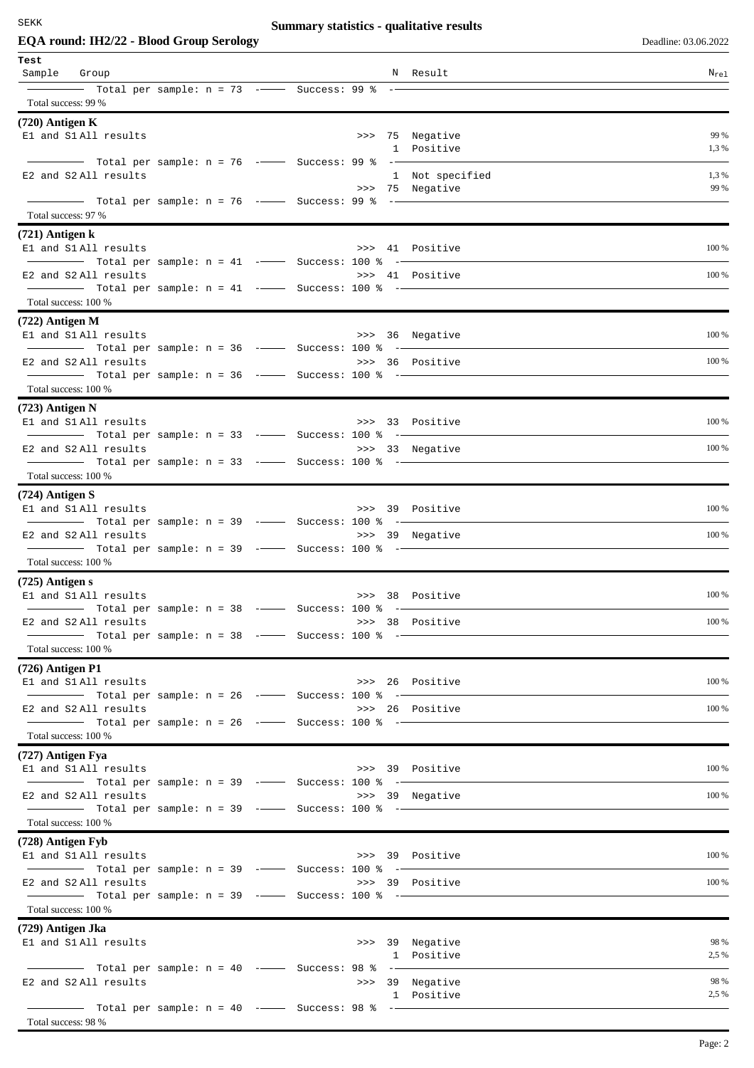## EQA round: IH2/22 - Blood Group Serology

Summary statistics - qualitative results

Deadline: 03.06.2022

| Test Sample | Group | | N | Result | $N_{rel}$ |
|---|---|---|---|---|---|
| | Total per sample: n = 73 | Success: 99 % | | | |

Total success: 99 %

### (720) Antigen K

| Sample | Group | | N | Result | $N_{rel}$ |
|---|---|---|---|---|---|
| E1 and S1 | All results | >>> | 75 | Negative | 99 % |
| | | | 1 | Positive | 1,3 % |
| | Total per sample: n = 76 | Success: 99 % | | | |
| E2 and S2 | All results | | 1 | Not specified | 1,3 % |
| | | >>> | 75 | Negative | 99 % |
| | Total per sample: n = 76 | Success: 99 % | | | |

Total success: 97 %

### (721) Antigen k

| Sample | Group | | N | Result | $N_{rel}$ |
|---|---|---|---|---|---|
| E1 and S1 | All results | >>> | 41 | Positive | 100 % |
| | Total per sample: n = 41 | Success: 100 % | | | |
| E2 and S2 | All results | >>> | 41 | Positive | 100 % |
| | Total per sample: n = 41 | Success: 100 % | | | |

Total success: 100 %

### (722) Antigen M

| Sample | Group | | N | Result | $N_{rel}$ |
|---|---|---|---|---|---|
| E1 and S1 | All results | >>> | 36 | Negative | 100 % |
| | Total per sample: n = 36 | Success: 100 % | | | |
| E2 and S2 | All results | >>> | 36 | Positive | 100 % |
| | Total per sample: n = 36 | Success: 100 % | | | |

Total success: 100 %

### (723) Antigen N

| Sample | Group | | N | Result | $N_{rel}$ |
|---|---|---|---|---|---|
| E1 and S1 | All results | >>> | 33 | Positive | 100 % |
| | Total per sample: n = 33 | Success: 100 % | | | |
| E2 and S2 | All results | >>> | 33 | Negative | 100 % |
| | Total per sample: n = 33 | Success: 100 % | | | |

Total success: 100 %

### (724) Antigen S

| Sample | Group | | N | Result | $N_{rel}$ |
|---|---|---|---|---|---|
| E1 and S1 | All results | >>> | 39 | Positive | 100 % |
| | Total per sample: n = 39 | Success: 100 % | | | |
| E2 and S2 | All results | >>> | 39 | Negative | 100 % |
| | Total per sample: n = 39 | Success: 100 % | | | |

Total success: 100 %

### (725) Antigen s

| Sample | Group | | N | Result | $N_{rel}$ |
|---|---|---|---|---|---|
| E1 and S1 | All results | >>> | 38 | Positive | 100 % |
| | Total per sample: n = 38 | Success: 100 % | | | |
| E2 and S2 | All results | >>> | 38 | Positive | 100 % |
| | Total per sample: n = 38 | Success: 100 % | | | |

Total success: 100 %

### (726) Antigen P1

| Sample | Group | | N | Result | $N_{rel}$ |
|---|---|---|---|---|---|
| E1 and S1 | All results | >>> | 26 | Positive | 100 % |
| | Total per sample: n = 26 | Success: 100 % | | | |
| E2 and S2 | All results | >>> | 26 | Positive | 100 % |
| | Total per sample: n = 26 | Success: 100 % | | | |

Total success: 100 %

### (727) Antigen Fya

| Sample | Group | | N | Result | $N_{rel}$ |
|---|---|---|---|---|---|
| E1 and S1 | All results | >>> | 39 | Positive | 100 % |
| | Total per sample: n = 39 | Success: 100 % | | | |
| E2 and S2 | All results | >>> | 39 | Negative | 100 % |
| | Total per sample: n = 39 | Success: 100 % | | | |

Total success: 100 %

### (728) Antigen Fyb

| Sample | Group | | N | Result | $N_{rel}$ |
|---|---|---|---|---|---|
| E1 and S1 | All results | >>> | 39 | Positive | 100 % |
| | Total per sample: n = 39 | Success: 100 % | | | |
| E2 and S2 | All results | >>> | 39 | Positive | 100 % |
| | Total per sample: n = 39 | Success: 100 % | | | |

Total success: 100 %

### (729) Antigen Jka

| Sample | Group | | N | Result | $N_{rel}$ |
|---|---|---|---|---|---|
| E1 and S1 | All results | >>> | 39 | Negative | 98 % |
| | | | 1 | Positive | 2,5 % |
| | Total per sample: n = 40 | Success: 98 % | | | |
| E2 and S2 | All results | >>> | 39 | Negative | 98 % |
| | | | 1 | Positive | 2,5 % |
| | Total per sample: n = 40 | Success: 98 % | | | |

Total success: 98 %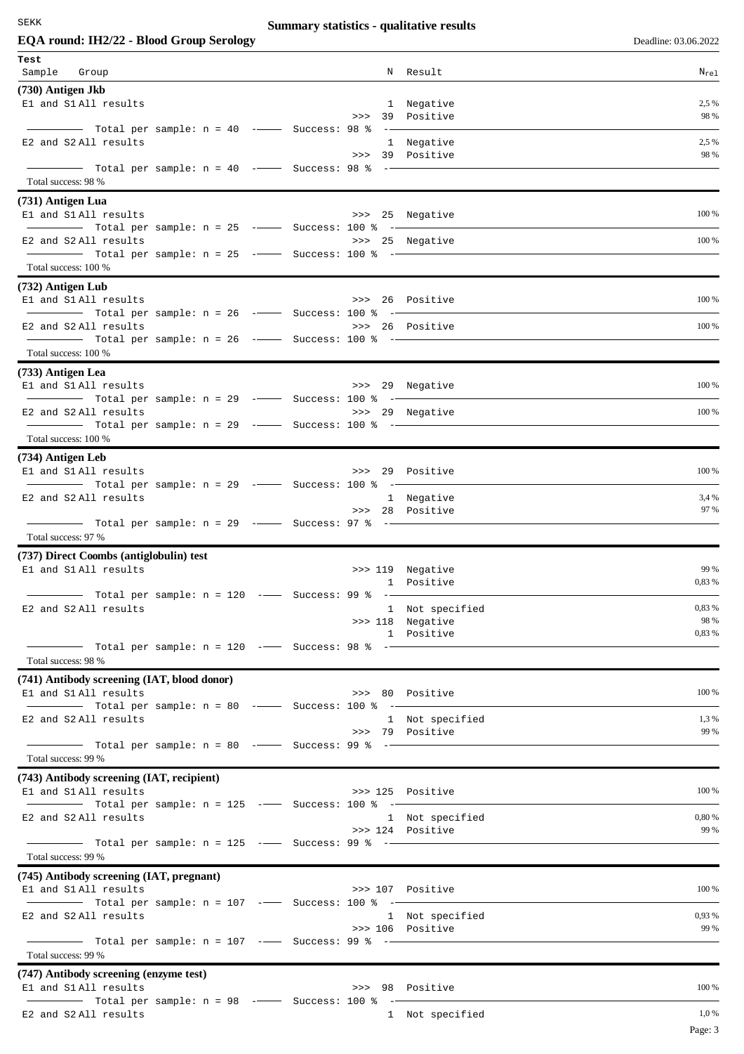**Summary statistics - qualitative results**

**EQA round: IH2/22 - Blood Group Serology**

Deadline: 03.06.2022

| Test Sample | Group | | N | Result | $N_{rel}$ |
|---|---|---|---|---|---|
| **(730) Antigen Jkb** | | | | | |
| E1 and S1 | All results | | 1 | Negative | 2,5 % |
| | | >>> | 39 | Positive | 98 % |
| | Total per sample: n = 40 | Success: 98 % | | | |
| E2 and S2 | All results | | 1 | Negative | 2,5 % |
| | | >>> | 39 | Positive | 98 % |
| | Total per sample: n = 40 | Success: 98 % | | | |
| Total success: 98 % | | | | | |
| **(731) Antigen Lua** | | | | | |
| E1 and S1 | All results | >>> | 25 | Negative | 100 % |
| | Total per sample: n = 25 | Success: 100 % | | | |
| E2 and S2 | All results | >>> | 25 | Negative | 100 % |
| | Total per sample: n = 25 | Success: 100 % | | | |
| Total success: 100 % | | | | | |
| **(732) Antigen Lub** | | | | | |
| E1 and S1 | All results | >>> | 26 | Positive | 100 % |
| | Total per sample: n = 26 | Success: 100 % | | | |
| E2 and S2 | All results | >>> | 26 | Positive | 100 % |
| | Total per sample: n = 26 | Success: 100 % | | | |
| Total success: 100 % | | | | | |
| **(733) Antigen Lea** | | | | | |
| E1 and S1 | All results | >>> | 29 | Negative | 100 % |
| | Total per sample: n = 29 | Success: 100 % | | | |
| E2 and S2 | All results | >>> | 29 | Negative | 100 % |
| | Total per sample: n = 29 | Success: 100 % | | | |
| Total success: 100 % | | | | | |
| **(734) Antigen Leb** | | | | | |
| E1 and S1 | All results | >>> | 29 | Positive | 100 % |
| | Total per sample: n = 29 | Success: 100 % | | | |
| E2 and S2 | All results | | 1 | Negative | 3,4 % |
| | | >>> | 28 | Positive | 97 % |
| | Total per sample: n = 29 | Success: 97 % | | | |
| Total success: 97 % | | | | | |
| **(737) Direct Coombs (antiglobulin) test** | | | | | |
| E1 and S1 | All results | >>> | 119 | Negative | 99 % |
| | | | 1 | Positive | 0,83 % |
| | Total per sample: n = 120 | Success: 99 % | | | |
| E2 and S2 | All results | | 1 | Not specified | 0,83 % |
| | | >>> | 118 | Negative | 98 % |
| | | | 1 | Positive | 0,83 % |
| | Total per sample: n = 120 | Success: 98 % | | | |
| Total success: 98 % | | | | | |
| **(741) Antibody screening (IAT, blood donor)** | | | | | |
| E1 and S1 | All results | >>> | 80 | Positive | 100 % |
| | Total per sample: n = 80 | Success: 100 % | | | |
| E2 and S2 | All results | | 1 | Not specified | 1,3 % |
| | | >>> | 79 | Positive | 99 % |
| | Total per sample: n = 80 | Success: 99 % | | | |
| Total success: 99 % | | | | | |
| **(743) Antibody screening (IAT, recipient)** | | | | | |
| E1 and S1 | All results | >>> | 125 | Positive | 100 % |
| | Total per sample: n = 125 | Success: 100 % | | | |
| E2 and S2 | All results | | 1 | Not specified | 0,80 % |
| | | >>> | 124 | Positive | 99 % |
| | Total per sample: n = 125 | Success: 99 % | | | |
| Total success: 99 % | | | | | |
| **(745) Antibody screening (IAT, pregnant)** | | | | | |
| E1 and S1 | All results | >>> | 107 | Positive | 100 % |
| | Total per sample: n = 107 | Success: 100 % | | | |
| E2 and S2 | All results | | 1 | Not specified | 0,93 % |
| | | >>> | 106 | Positive | 99 % |
| | Total per sample: n = 107 | Success: 99 % | | | |
| Total success: 99 % | | | | | |
| **(747) Antibody screening (enzyme test)** | | | | | |
| E1 and S1 | All results | >>> | 98 | Positive | 100 % |
| | Total per sample: n = 98 | Success: 100 % | | | |
| E2 and S2 | All results | | 1 | Not specified | 1,0 % |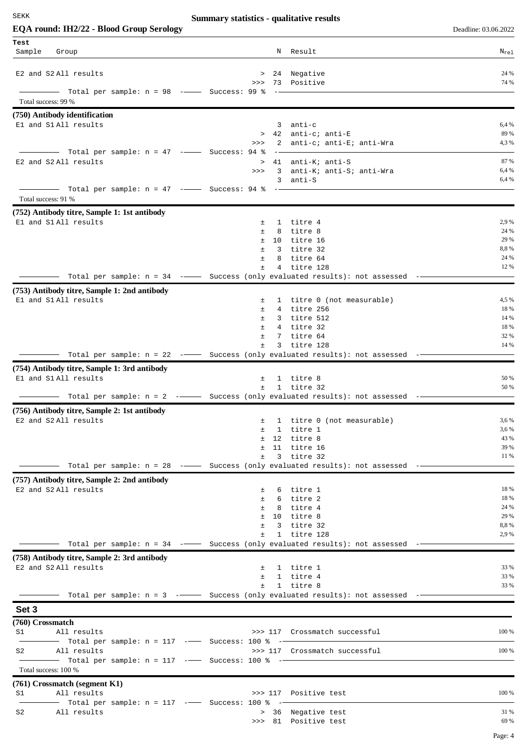# Summary statistics - qualitative results

## EQA round: IH2/22 - Blood Group Serology

Deadline: 03.06.2022

| Test Sample | Group | | N | Result | $N_{rel}$ |
|---|---|---|---|---|---|
| E2 and S2 | All results | > | 24 | Negative | 24 % |
| | | >>> | 73 | Positive | 74 % |

Total per sample: n = 98 — Success: 99 %

Total success: 99 %

### (750) Antibody identification

| Sample | Group | | N | Result | $N_{rel}$ |
|---|---|---|---|---|---|
| E1 and S1 | All results | | 3 | anti-c | 6,4 % |
| | | > | 42 | anti-c; anti-E | 89 % |
| | | >>> | 2 | anti-c; anti-E; anti-Wra | 4,3 % |

Total per sample: n = 47 — Success: 94 %

| Sample | Group | | N | Result | $N_{rel}$ |
|---|---|---|---|---|---|
| E2 and S2 | All results | > | 41 | anti-K; anti-S | 87 % |
| | | >>> | 3 | anti-K; anti-S; anti-Wra | 6,4 % |
| | | | 3 | anti-S | 6,4 % |

Total per sample: n = 47 — Success: 94 %

Total success: 91 %

### (752) Antibody titre, Sample 1: 1st antibody

| Sample | Group | | N | Result | $N_{rel}$ |
|---|---|---|---|---|---|
| E1 and S1 | All results | ± | 1 | titre 4 | 2,9 % |
| | | ± | 8 | titre 8 | 24 % |
| | | ± | 10 | titre 16 | 29 % |
| | | ± | 3 | titre 32 | 8,8 % |
| | | ± | 8 | titre 64 | 24 % |
| | | ± | 4 | titre 128 | 12 % |

Total per sample: n = 34 — Success (only evaluated results): not assessed

### (753) Antibody titre, Sample 1: 2nd antibody

| Sample | Group | | N | Result | $N_{rel}$ |
|---|---|---|---|---|---|
| E1 and S1 | All results | ± | 1 | titre 0 (not measurable) | 4,5 % |
| | | ± | 4 | titre 256 | 18 % |
| | | ± | 3 | titre 512 | 14 % |
| | | ± | 4 | titre 32 | 18 % |
| | | ± | 7 | titre 64 | 32 % |
| | | ± | 3 | titre 128 | 14 % |

Total per sample: n = 22 — Success (only evaluated results): not assessed

### (754) Antibody titre, Sample 1: 3rd antibody

| Sample | Group | | N | Result | $N_{rel}$ |
|---|---|---|---|---|---|
| E1 and S1 | All results | ± | 1 | titre 8 | 50 % |
| | | ± | 1 | titre 32 | 50 % |

Total per sample: n = 2 — Success (only evaluated results): not assessed

### (756) Antibody titre, Sample 2: 1st antibody

| Sample | Group | | N | Result | $N_{rel}$ |
|---|---|---|---|---|---|
| E2 and S2 | All results | ± | 1 | titre 0 (not measurable) | 3,6 % |
| | | ± | 1 | titre 1 | 3,6 % |
| | | ± | 12 | titre 8 | 43 % |
| | | ± | 11 | titre 16 | 39 % |
| | | ± | 3 | titre 32 | 11 % |

Total per sample: n = 28 — Success (only evaluated results): not assessed

### (757) Antibody titre, Sample 2: 2nd antibody

| Sample | Group | | N | Result | $N_{rel}$ |
|---|---|---|---|---|---|
| E2 and S2 | All results | ± | 6 | titre 1 | 18 % |
| | | ± | 6 | titre 2 | 18 % |
| | | ± | 8 | titre 4 | 24 % |
| | | ± | 10 | titre 8 | 29 % |
| | | ± | 3 | titre 32 | 8,8 % |
| | | ± | 1 | titre 128 | 2,9 % |

Total per sample: n = 34 — Success (only evaluated results): not assessed

### (758) Antibody titre, Sample 2: 3rd antibody

| Sample | Group | | N | Result | $N_{rel}$ |
|---|---|---|---|---|---|
| E2 and S2 | All results | ± | 1 | titre 1 | 33 % |
| | | ± | 1 | titre 4 | 33 % |
| | | ± | 1 | titre 8 | 33 % |

Total per sample: n = 3 — Success (only evaluated results): not assessed

## Set 3

### (760) Crossmatch

| Sample | Group | | N | Result | $N_{rel}$ |
|---|---|---|---|---|---|
| S1 | All results | >>> | 117 | Crossmatch successful | 100 % |

Total per sample: n = 117 — Success: 100 %

| Sample | Group | | N | Result | $N_{rel}$ |
|---|---|---|---|---|---|
| S2 | All results | >>> | 117 | Crossmatch successful | 100 % |

Total per sample: n = 117 — Success: 100 %

Total success: 100 %

### (761) Crossmatch (segment K1)

| Sample | Group | | N | Result | $N_{rel}$ |
|---|---|---|---|---|---|
| S1 | All results | >>> | 117 | Positive test | 100 % |

Total per sample: n = 117 — Success: 100 %

| Sample | Group | | N | Result | $N_{rel}$ |
|---|---|---|---|---|---|
| S2 | All results | > | 36 | Negative test | 31 % |
| | | >>> | 81 | Positive test | 69 % |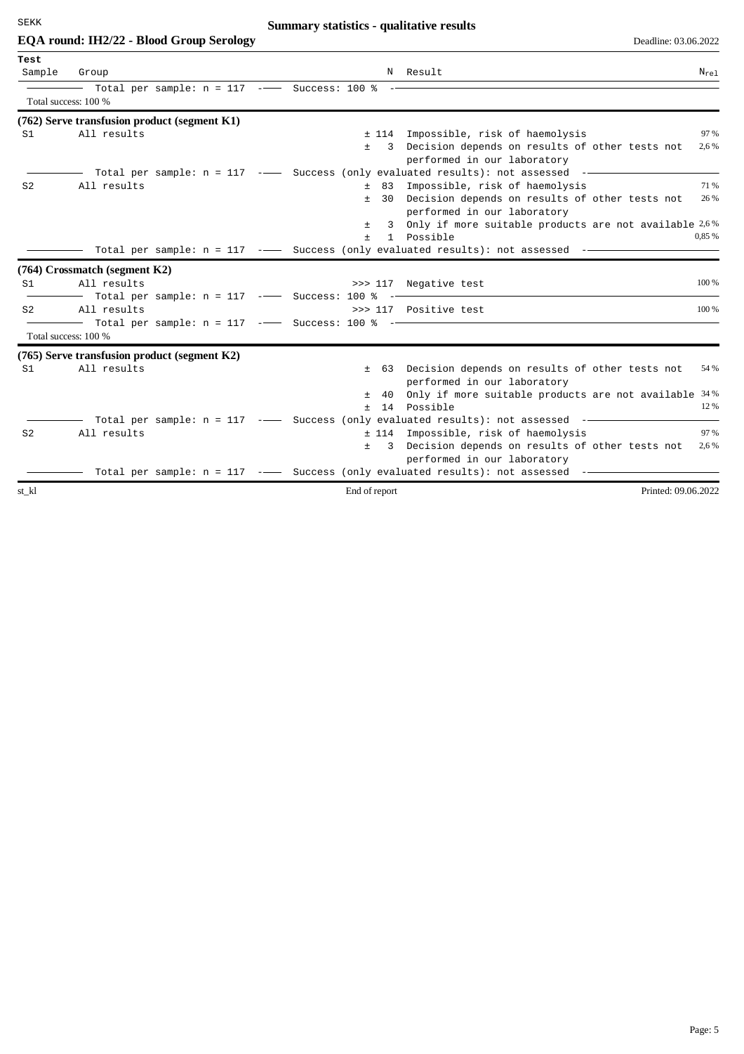**EQA round: IH2/22 - Blood Group Serology**

Summary statistics - qualitative results

Deadline: 03.06.2022

| Test Sample | Group | N | Result | $N_{rel}$ |
|---|---|---|---|---|
| | Total per sample: n = 117 -— Success: 100 % | | | |
| Total success: 100 % | | | | |

**(762) Serve transfusion product (segment K1)**

| Sample | Group | N | Result | $N_{rel}$ |
|---|---|---|---|---|
| S1 | All results | ± 114 | Impossible, risk of haemolysis | 97 % |
| | | ± 3 | Decision depends on results of other tests not performed in our laboratory | 2,6 % |
| | Total per sample: n = 117 -— Success (only evaluated results): not assessed | | | |
| S2 | All results | ± 83 | Impossible, risk of haemolysis | 71 % |
| | | ± 30 | Decision depends on results of other tests not performed in our laboratory | 26 % |
| | | ± 3 | Only if more suitable products are not available | 2,6 % |
| | | ± 1 | Possible | 0,85 % |
| | Total per sample: n = 117 -— Success (only evaluated results): not assessed | | | |

**(764) Crossmatch (segment K2)**

| Sample | Group | N | Result | $N_{rel}$ |
|---|---|---|---|---|
| S1 | All results | >>> 117 | Negative test | 100 % |
| | Total per sample: n = 117 -— Success: 100 % | | | |
| S2 | All results | >>> 117 | Positive test | 100 % |
| | Total per sample: n = 117 -— Success: 100 % | | | |
| Total success: 100 % | | | | |

**(765) Serve transfusion product (segment K2)**

| Sample | Group | N | Result | $N_{rel}$ |
|---|---|---|---|---|
| S1 | All results | ± 63 | Decision depends on results of other tests not performed in our laboratory | 54 % |
| | | ± 40 | Only if more suitable products are not available | 34 % |
| | | ± 14 | Possible | 12 % |
| | Total per sample: n = 117 -— Success (only evaluated results): not assessed | | | |
| S2 | All results | ± 114 | Impossible, risk of haemolysis | 97 % |
| | | ± 3 | Decision depends on results of other tests not performed in our laboratory | 2,6 % |
| | Total per sample: n = 117 -— Success (only evaluated results): not assessed | | | |

End of report

Printed: 09.06.2022